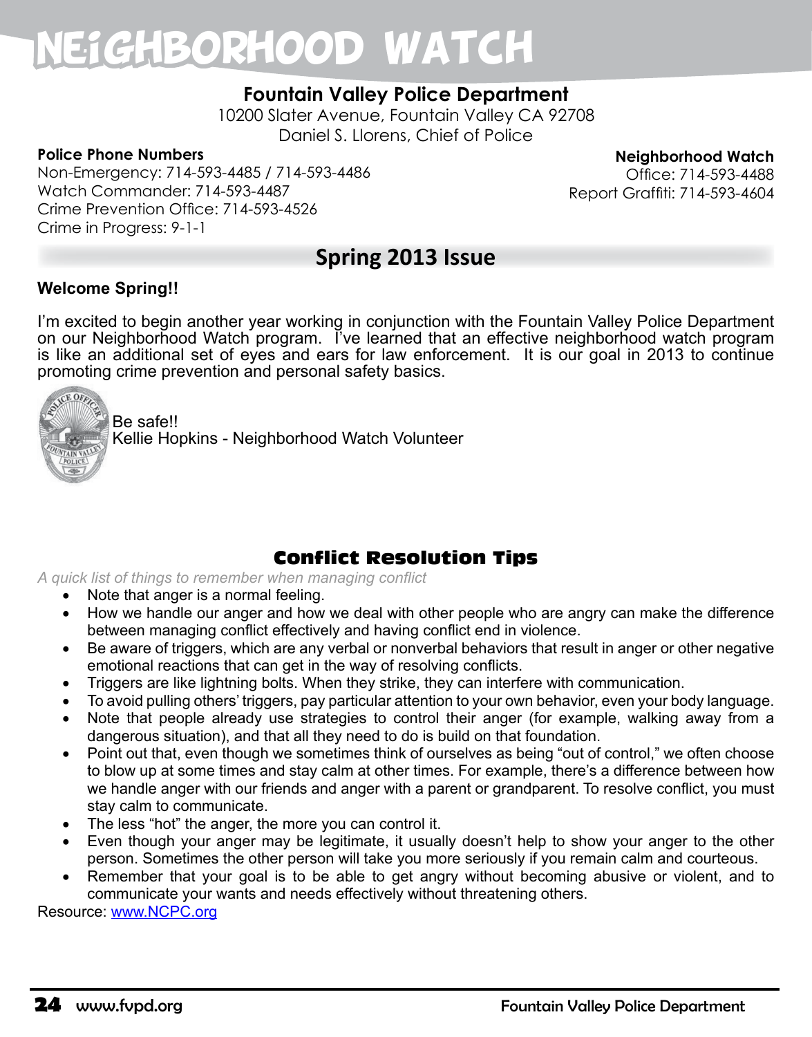# NEIGHBORHOOD WATCH

## Fountain Valley Police Department

10200 Slater Avenue, Fountain Valley CA 92708
Daniel S. Llorens, Chief of Police

**Police Phone Numbers**
Non-Emergency: 714-593-4485 / 714-593-4486
Watch Commander: 714-593-4487
Crime Prevention Office: 714-593-4526
Crime in Progress: 9-1-1

**Neighborhood Watch**
Office: 714-593-4488
Report Graffiti: 714-593-4604

## Spring 2013 Issue

**Welcome Spring!!**

I'm excited to begin another year working in conjunction with the Fountain Valley Police Department on our Neighborhood Watch program. I've learned that an effective neighborhood watch program is like an additional set of eyes and ears for law enforcement. It is our goal in 2013 to continue promoting crime prevention and personal safety basics.

Be safe!!
Kellie Hopkins - Neighborhood Watch Volunteer

## Conflict Resolution Tips

*A quick list of things to remember when managing conflict*

- Note that anger is a normal feeling.
- How we handle our anger and how we deal with other people who are angry can make the difference between managing conflict effectively and having conflict end in violence.
- Be aware of triggers, which are any verbal or nonverbal behaviors that result in anger or other negative emotional reactions that can get in the way of resolving conflicts.
- Triggers are like lightning bolts. When they strike, they can interfere with communication.
- To avoid pulling others' triggers, pay particular attention to your own behavior, even your body language.
- Note that people already use strategies to control their anger (for example, walking away from a dangerous situation), and that all they need to do is build on that foundation.
- Point out that, even though we sometimes think of ourselves as being "out of control," we often choose to blow up at some times and stay calm at other times. For example, there's a difference between how we handle anger with our friends and anger with a parent or grandparent. To resolve conflict, you must stay calm to communicate.
- The less "hot" the anger, the more you can control it.
- Even though your anger may be legitimate, it usually doesn't help to show your anger to the other person. Sometimes the other person will take you more seriously if you remain calm and courteous.
- Remember that your goal is to be able to get angry without becoming abusive or violent, and to communicate your wants and needs effectively without threatening others.

Resource: www.NCPC.org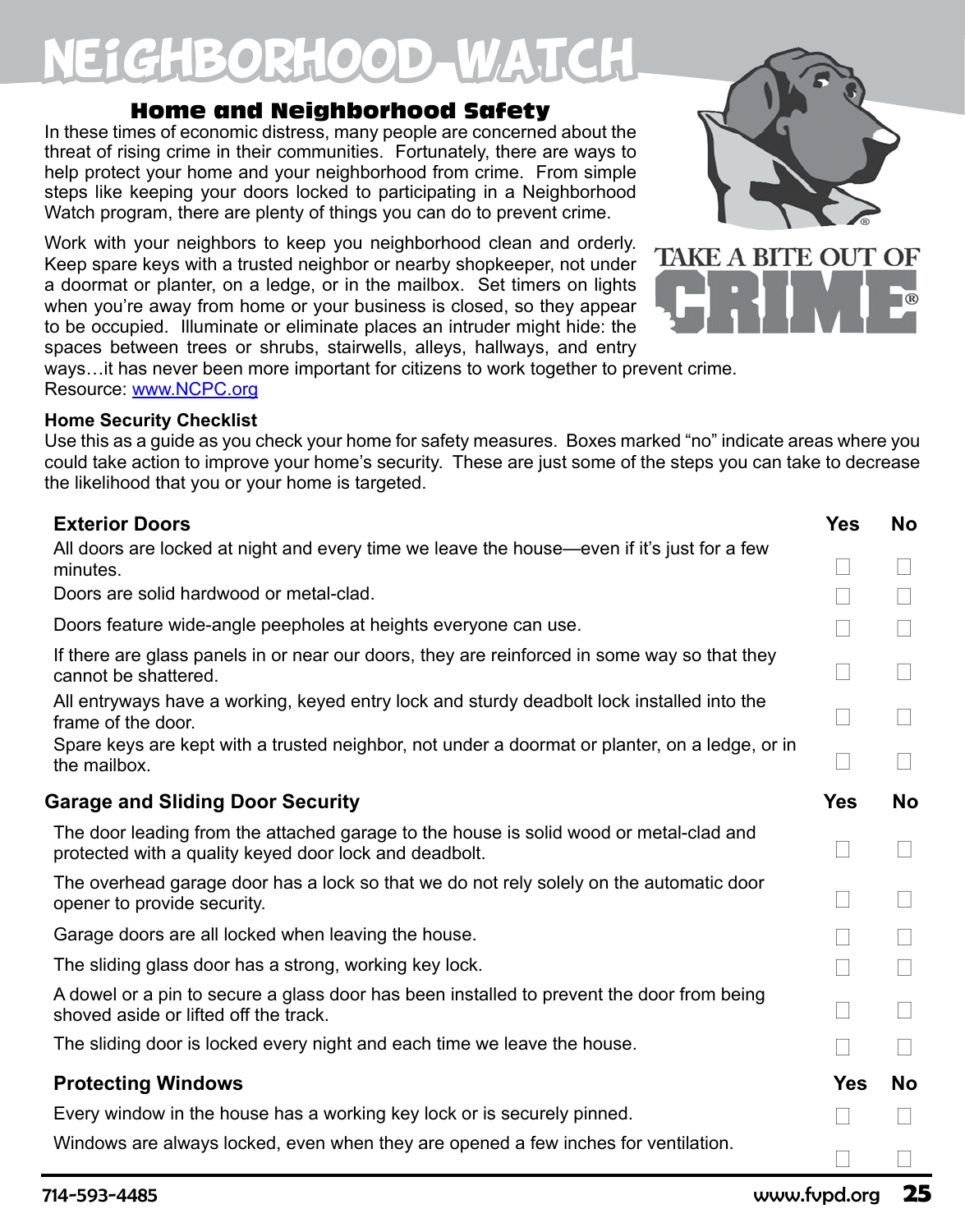# NEIGHBORHOOD WATCH

## Home and Neighborhood Safety

In these times of economic distress, many people are concerned about the threat of rising crime in their communities. Fortunately, there are ways to help protect your home and your neighborhood from crime. From simple steps like keeping your doors locked to participating in a Neighborhood Watch program, there are plenty of things you can do to prevent crime.

Work with your neighbors to keep you neighborhood clean and orderly. Keep spare keys with a trusted neighbor or nearby shopkeeper, not under a doormat or planter, on a ledge, or in the mailbox. Set timers on lights when you're away from home or your business is closed, so they appear to be occupied. Illuminate or eliminate places an intruder might hide: the spaces between trees or shrubs, stairwells, alleys, hallways, and entry ways…it has never been more important for citizens to work together to prevent crime.
Resource: www.NCPC.org

TAKE A BITE OUT OF CRIME®

### Home Security Checklist

Use this as a guide as you check your home for safety measures. Boxes marked "no" indicate areas where you could take action to improve your home's security. These are just some of the steps you can take to decrease the likelihood that you or your home is targeted.

| **Exterior Doors** | **Yes** | **No** |
|---|---|---|
| All doors are locked at night and every time we leave the house—even if it's just for a few minutes. | ☐ | ☐ |
| Doors are solid hardwood or metal-clad. | ☐ | ☐ |
| Doors feature wide-angle peepholes at heights everyone can use. | ☐ | ☐ |
| If there are glass panels in or near our doors, they are reinforced in some way so that they cannot be shattered. | ☐ | ☐ |
| All entryways have a working, keyed entry lock and sturdy deadbolt lock installed into the frame of the door. | ☐ | ☐ |
| Spare keys are kept with a trusted neighbor, not under a doormat or planter, on a ledge, or in the mailbox. | ☐ | ☐ |

| **Garage and Sliding Door Security** | **Yes** | **No** |
|---|---|---|
| The door leading from the attached garage to the house is solid wood or metal-clad and protected with a quality keyed door lock and deadbolt. | ☐ | ☐ |
| The overhead garage door has a lock so that we do not rely solely on the automatic door opener to provide security. | ☐ | ☐ |
| Garage doors are all locked when leaving the house. | ☐ | ☐ |
| The sliding glass door has a strong, working key lock. | ☐ | ☐ |
| A dowel or a pin to secure a glass door has been installed to prevent the door from being shoved aside or lifted off the track. | ☐ | ☐ |
| The sliding door is locked every night and each time we leave the house. | ☐ | ☐ |

| **Protecting Windows** | **Yes** | **No** |
|---|---|---|
| Every window in the house has a working key lock or is securely pinned. | ☐ | ☐ |
| Windows are always locked, even when they are opened a few inches for ventilation. | ☐ | ☐ |

714-593-4485 www.fvpd.org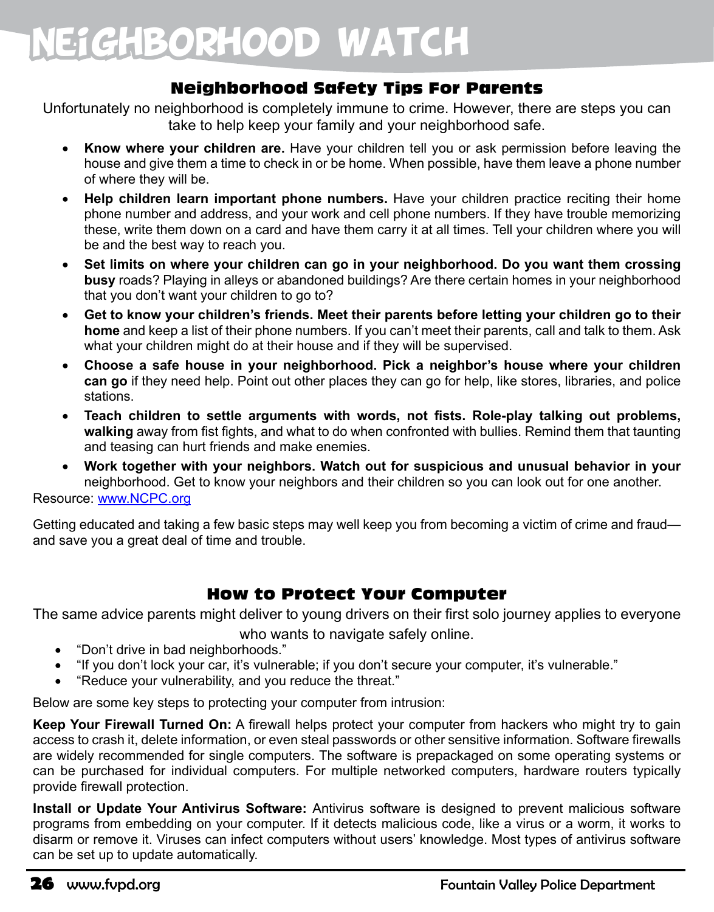# NEIGHBORHOOD WATCH

## Neighborhood Safety Tips For Parents

Unfortunately no neighborhood is completely immune to crime. However, there are steps you can take to help keep your family and your neighborhood safe.

- **Know where your children are.** Have your children tell you or ask permission before leaving the house and give them a time to check in or be home. When possible, have them leave a phone number of where they will be.
- **Help children learn important phone numbers.** Have your children practice reciting their home phone number and address, and your work and cell phone numbers. If they have trouble memorizing these, write them down on a card and have them carry it at all times. Tell your children where you will be and the best way to reach you.
- **Set limits on where your children can go in your neighborhood. Do you want them crossing busy** roads? Playing in alleys or abandoned buildings? Are there certain homes in your neighborhood that you don't want your children to go to?
- **Get to know your children's friends. Meet their parents before letting your children go to their home** and keep a list of their phone numbers. If you can't meet their parents, call and talk to them. Ask what your children might do at their house and if they will be supervised.
- **Choose a safe house in your neighborhood. Pick a neighbor's house where your children can go** if they need help. Point out other places they can go for help, like stores, libraries, and police stations.
- **Teach children to settle arguments with words, not fists. Role-play talking out problems, walking** away from fist fights, and what to do when confronted with bullies. Remind them that taunting and teasing can hurt friends and make enemies.
- **Work together with your neighbors. Watch out for suspicious and unusual behavior in your** neighborhood. Get to know your neighbors and their children so you can look out for one another.

Resource: www.NCPC.org

Getting educated and taking a few basic steps may well keep you from becoming a victim of crime and fraud—and save you a great deal of time and trouble.

## How to Protect Your Computer

The same advice parents might deliver to young drivers on their first solo journey applies to everyone who wants to navigate safely online.

- "Don't drive in bad neighborhoods."
- "If you don't lock your car, it's vulnerable; if you don't secure your computer, it's vulnerable."
- "Reduce your vulnerability, and you reduce the threat."

Below are some key steps to protecting your computer from intrusion:

**Keep Your Firewall Turned On:** A firewall helps protect your computer from hackers who might try to gain access to crash it, delete information, or even steal passwords or other sensitive information. Software firewalls are widely recommended for single computers. The software is prepackaged on some operating systems or can be purchased for individual computers. For multiple networked computers, hardware routers typically provide firewall protection.

**Install or Update Your Antivirus Software:** Antivirus software is designed to prevent malicious software programs from embedding on your computer. If it detects malicious code, like a virus or a worm, it works to disarm or remove it. Viruses can infect computers without users' knowledge. Most types of antivirus software can be set up to update automatically.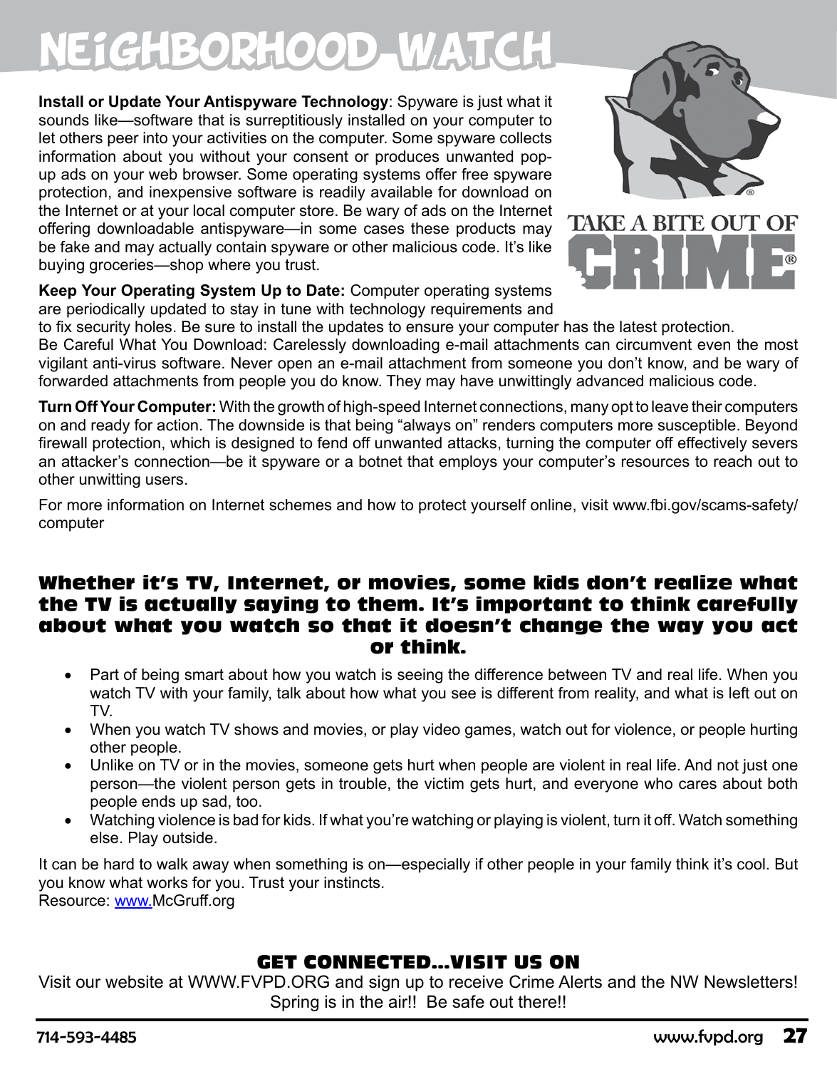# NEiGHBORHOOD WATCH

**Install or Update Your Antispyware Technology**: Spyware is just what it sounds like—software that is surreptitiously installed on your computer to let others peer into your activities on the computer. Some spyware collects information about you without your consent or produces unwanted pop-up ads on your web browser. Some operating systems offer free spyware protection, and inexpensive software is readily available for download on the Internet or at your local computer store. Be wary of ads on the Internet offering downloadable antispyware—in some cases these products may be fake and may actually contain spyware or other malicious code. It's like buying groceries—shop where you trust.

TAKE A BITE OUT OF CRIME®

**Keep Your Operating System Up to Date:** Computer operating systems are periodically updated to stay in tune with technology requirements and to fix security holes. Be sure to install the updates to ensure your computer has the latest protection.
Be Careful What You Download: Carelessly downloading e-mail attachments can circumvent even the most vigilant anti-virus software. Never open an e-mail attachment from someone you don't know, and be wary of forwarded attachments from people you do know. They may have unwittingly advanced malicious code.

**Turn Off Your Computer:** With the growth of high-speed Internet connections, many opt to leave their computers on and ready for action. The downside is that being "always on" renders computers more susceptible. Beyond firewall protection, which is designed to fend off unwanted attacks, turning the computer off effectively severs an attacker's connection—be it spyware or a botnet that employs your computer's resources to reach out to other unwitting users.

For more information on Internet schemes and how to protect yourself online, visit www.fbi.gov/scams-safety/computer

## Whether it's TV, Internet, or movies, some kids don't realize what the TV is actually saying to them. It's important to think carefully about what you watch so that it doesn't change the way you act or think.

- Part of being smart about how you watch is seeing the difference between TV and real life. When you watch TV with your family, talk about how what you see is different from reality, and what is left out on TV.
- When you watch TV shows and movies, or play video games, watch out for violence, or people hurting other people.
- Unlike on TV or in the movies, someone gets hurt when people are violent in real life. And not just one person—the violent person gets in trouble, the victim gets hurt, and everyone who cares about both people ends up sad, too.
- Watching violence is bad for kids. If what you're watching or playing is violent, turn it off. Watch something else. Play outside.

It can be hard to walk away when something is on—especially if other people in your family think it's cool. But you know what works for you. Trust your instincts.
Resource: www.McGruff.org

### GET CONNECTED...VISIT US ON

Visit our website at WWW.FVPD.ORG and sign up to receive Crime Alerts and the NW Newsletters!
Spring is in the air!! Be safe out there!!

714-593-4485 www.fvpd.org